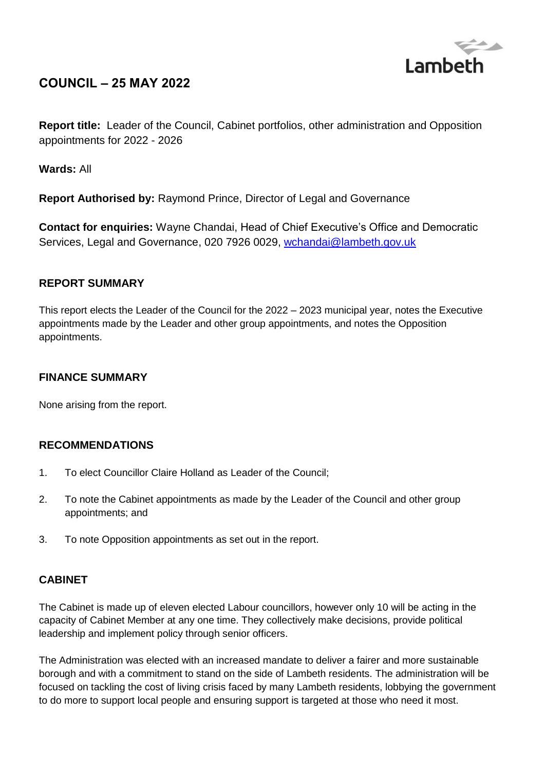# COUNCIL – 25 MAY 2022

**Report title:** Leader of the Council, Cabinet portfolios, other administration and Opposition appointments for 2022 - 2026

**Wards:** All

**Report Authorised by:** Raymond Prince, Director of Legal and Governance

**Contact for enquiries:** Wayne Chandai, Head of Chief Executive's Office and Democratic Services, Legal and Governance, 020 7926 0029, wchandai@lambeth.gov.uk

## REPORT SUMMARY

This report elects the Leader of the Council for the 2022 – 2023 municipal year, notes the Executive appointments made by the Leader and other group appointments, and notes the Opposition appointments.

## FINANCE SUMMARY

None arising from the report.

## RECOMMENDATIONS

1. To elect Councillor Claire Holland as Leader of the Council;
2. To note the Cabinet appointments as made by the Leader of the Council and other group appointments; and
3. To note Opposition appointments as set out in the report.

## CABINET

The Cabinet is made up of eleven elected Labour councillors, however only 10 will be acting in the capacity of Cabinet Member at any one time. They collectively make decisions, provide political leadership and implement policy through senior officers.

The Administration was elected with an increased mandate to deliver a fairer and more sustainable borough and with a commitment to stand on the side of Lambeth residents. The administration will be focused on tackling the cost of living crisis faced by many Lambeth residents, lobbying the government to do more to support local people and ensuring support is targeted at those who need it most.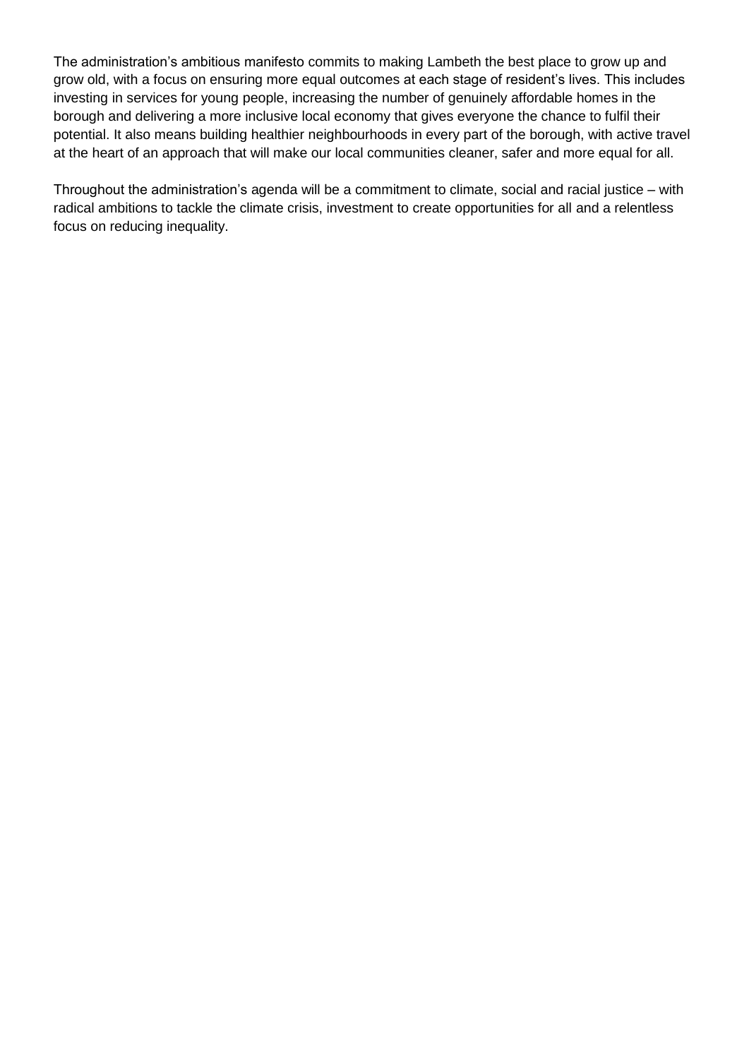The administration's ambitious manifesto commits to making Lambeth the best place to grow up and grow old, with a focus on ensuring more equal outcomes at each stage of resident's lives. This includes investing in services for young people, increasing the number of genuinely affordable homes in the borough and delivering a more inclusive local economy that gives everyone the chance to fulfil their potential. It also means building healthier neighbourhoods in every part of the borough, with active travel at the heart of an approach that will make our local communities cleaner, safer and more equal for all.

Throughout the administration's agenda will be a commitment to climate, social and racial justice – with radical ambitions to tackle the climate crisis, investment to create opportunities for all and a relentless focus on reducing inequality.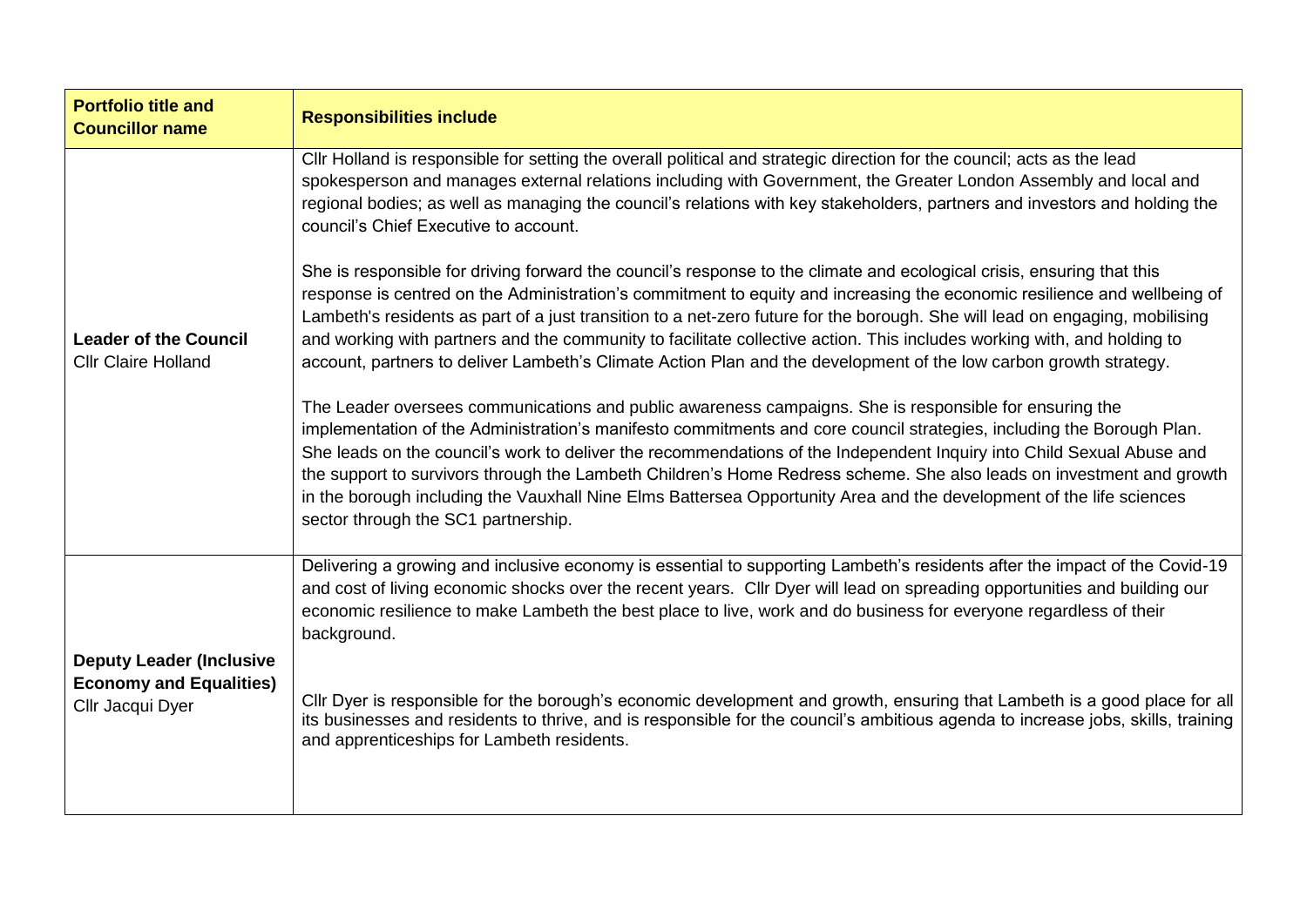| Portfolio title and Councillor name | Responsibilities include |
|---|---|
| **Leader of the Council**<br>Cllr Claire Holland | Cllr Holland is responsible for setting the overall political and strategic direction for the council; acts as the lead spokesperson and manages external relations including with Government, the Greater London Assembly and local and regional bodies; as well as managing the council's relations with key stakeholders, partners and investors and holding the council's Chief Executive to account.<br><br>She is responsible for driving forward the council's response to the climate and ecological crisis, ensuring that this response is centred on the Administration's commitment to equity and increasing the economic resilience and wellbeing of Lambeth's residents as part of a just transition to a net-zero future for the borough. She will lead on engaging, mobilising and working with partners and the community to facilitate collective action. This includes working with, and holding to account, partners to deliver Lambeth's Climate Action Plan and the development of the low carbon growth strategy.<br><br>The Leader oversees communications and public awareness campaigns. She is responsible for ensuring the implementation of the Administration's manifesto commitments and core council strategies, including the Borough Plan. She leads on the council's work to deliver the recommendations of the Independent Inquiry into Child Sexual Abuse and the support to survivors through the Lambeth Children's Home Redress scheme. She also leads on investment and growth in the borough including the Vauxhall Nine Elms Battersea Opportunity Area and the development of the life sciences sector through the SC1 partnership. |
| **Deputy Leader (Inclusive Economy and Equalities)**<br>Cllr Jacqui Dyer | Delivering a growing and inclusive economy is essential to supporting Lambeth's residents after the impact of the Covid-19 and cost of living economic shocks over the recent years. Cllr Dyer will lead on spreading opportunities and building our economic resilience to make Lambeth the best place to live, work and do business for everyone regardless of their background.<br><br>Cllr Dyer is responsible for the borough's economic development and growth, ensuring that Lambeth is a good place for all its businesses and residents to thrive, and is responsible for the council's ambitious agenda to increase jobs, skills, training and apprenticeships for Lambeth residents. |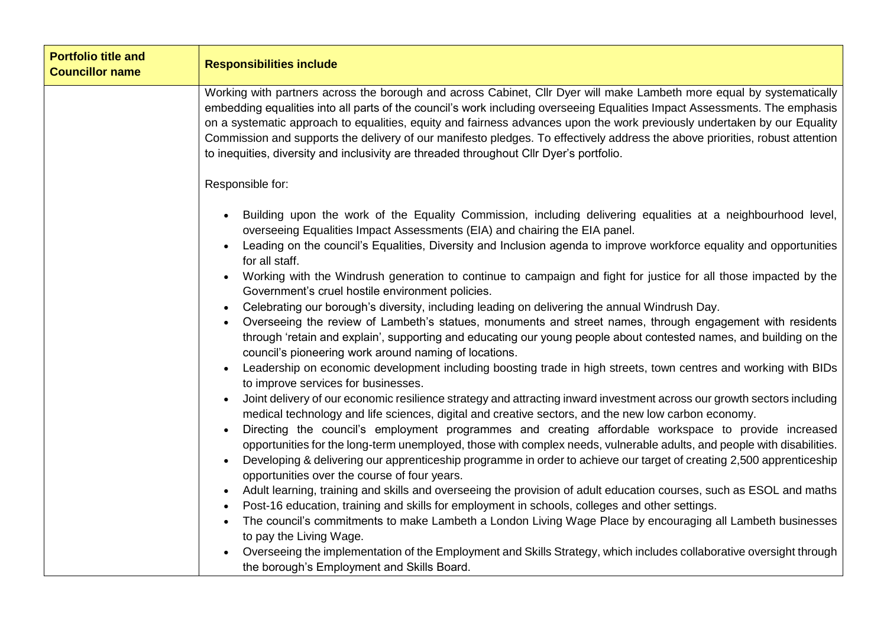| Portfolio title and Councillor name | Responsibilities include |
| --- | --- |
| | Working with partners across the borough and across Cabinet, Cllr Dyer will make Lambeth more equal by systematically embedding equalities into all parts of the council's work including overseeing Equalities Impact Assessments. The emphasis on a systematic approach to equalities, equity and fairness advances upon the work previously undertaken by our Equality Commission and supports the delivery of our manifesto pledges. To effectively address the above priorities, robust attention to inequities, diversity and inclusivity are threaded throughout Cllr Dyer's portfolio.<br><br>Responsible for:<br><br>• Building upon the work of the Equality Commission, including delivering equalities at a neighbourhood level, overseeing Equalities Impact Assessments (EIA) and chairing the EIA panel.<br>• Leading on the council's Equalities, Diversity and Inclusion agenda to improve workforce equality and opportunities for all staff.<br>• Working with the Windrush generation to continue to campaign and fight for justice for all those impacted by the Government's cruel hostile environment policies.<br>• Celebrating our borough's diversity, including leading on delivering the annual Windrush Day.<br>• Overseeing the review of Lambeth's statues, monuments and street names, through engagement with residents through 'retain and explain', supporting and educating our young people about contested names, and building on the council's pioneering work around naming of locations.<br>• Leadership on economic development including boosting trade in high streets, town centres and working with BIDs to improve services for businesses.<br>• Joint delivery of our economic resilience strategy and attracting inward investment across our growth sectors including medical technology and life sciences, digital and creative sectors, and the new low carbon economy.<br>• Directing the council's employment programmes and creating affordable workspace to provide increased opportunities for the long-term unemployed, those with complex needs, vulnerable adults, and people with disabilities.<br>• Developing & delivering our apprenticeship programme in order to achieve our target of creating 2,500 apprenticeship opportunities over the course of four years.<br>• Adult learning, training and skills and overseeing the provision of adult education courses, such as ESOL and maths<br>• Post-16 education, training and skills for employment in schools, colleges and other settings.<br>• The council's commitments to make Lambeth a London Living Wage Place by encouraging all Lambeth businesses to pay the Living Wage.<br>• Overseeing the implementation of the Employment and Skills Strategy, which includes collaborative oversight through the borough's Employment and Skills Board. |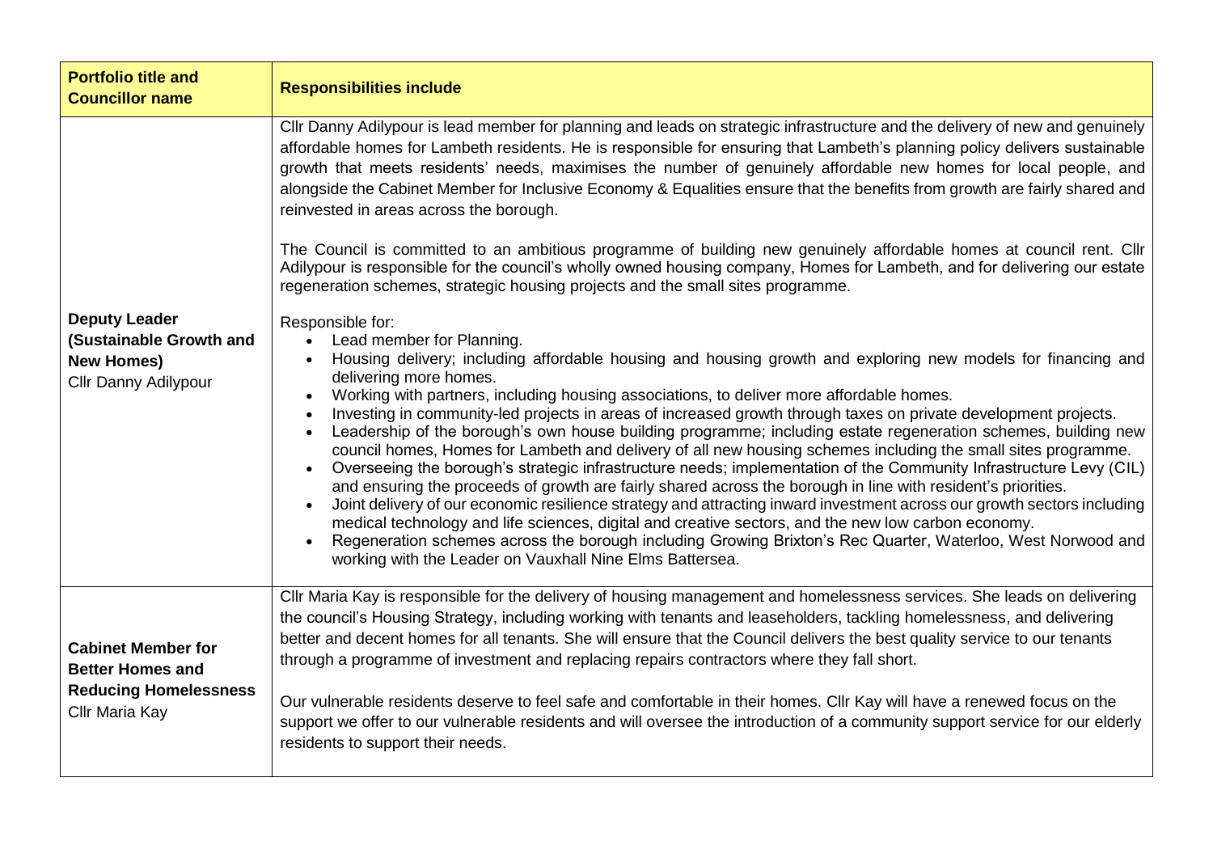| Portfolio title and Councillor name | Responsibilities include |
|---|---|
| **Deputy Leader (Sustainable Growth and New Homes)** Cllr Danny Adilypour | Cllr Danny Adilypour is lead member for planning and leads on strategic infrastructure and the delivery of new and genuinely affordable homes for Lambeth residents. He is responsible for ensuring that Lambeth's planning policy delivers sustainable growth that meets residents' needs, maximises the number of genuinely affordable new homes for local people, and alongside the Cabinet Member for Inclusive Economy & Equalities ensure that the benefits from growth are fairly shared and reinvested in areas across the borough.<br><br>The Council is committed to an ambitious programme of building new genuinely affordable homes at council rent. Cllr Adilypour is responsible for the council's wholly owned housing company, Homes for Lambeth, and for delivering our estate regeneration schemes, strategic housing projects and the small sites programme.<br><br>Responsible for:<br>• Lead member for Planning.<br>• Housing delivery; including affordable housing and housing growth and exploring new models for financing and delivering more homes.<br>• Working with partners, including housing associations, to deliver more affordable homes.<br>• Investing in community-led projects in areas of increased growth through taxes on private development projects.<br>• Leadership of the borough's own house building programme; including estate regeneration schemes, building new council homes, Homes for Lambeth and delivery of all new housing schemes including the small sites programme.<br>• Overseeing the borough's strategic infrastructure needs; implementation of the Community Infrastructure Levy (CIL) and ensuring the proceeds of growth are fairly shared across the borough in line with resident's priorities.<br>• Joint delivery of our economic resilience strategy and attracting inward investment across our growth sectors including medical technology and life sciences, digital and creative sectors, and the new low carbon economy.<br>• Regeneration schemes across the borough including Growing Brixton's Rec Quarter, Waterloo, West Norwood and working with the Leader on Vauxhall Nine Elms Battersea. |
| **Cabinet Member for Better Homes and Reducing Homelessness** Cllr Maria Kay | Cllr Maria Kay is responsible for the delivery of housing management and homelessness services. She leads on delivering the council's Housing Strategy, including working with tenants and leaseholders, tackling homelessness, and delivering better and decent homes for all tenants. She will ensure that the Council delivers the best quality service to our tenants through a programme of investment and replacing repairs contractors where they fall short.<br><br>Our vulnerable residents deserve to feel safe and comfortable in their homes. Cllr Kay will have a renewed focus on the support we offer to our vulnerable residents and will oversee the introduction of a community support service for our elderly residents to support their needs. |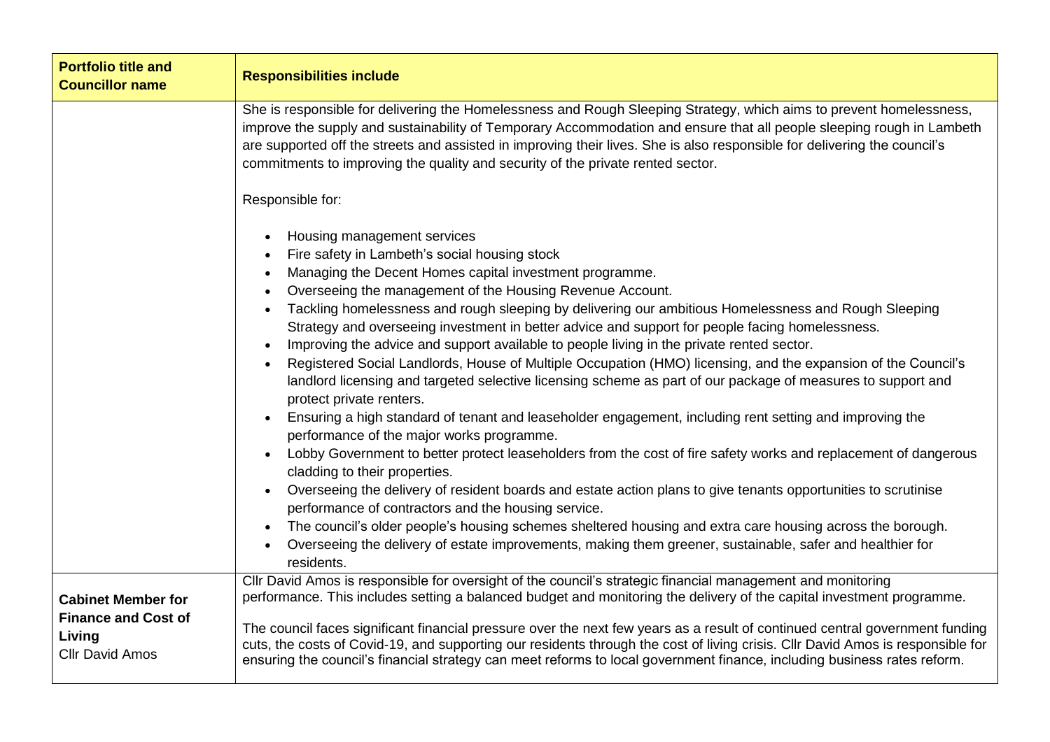| Portfolio title and Councillor name | Responsibilities include |
| --- | --- |
| | She is responsible for delivering the Homelessness and Rough Sleeping Strategy, which aims to prevent homelessness, improve the supply and sustainability of Temporary Accommodation and ensure that all people sleeping rough in Lambeth are supported off the streets and assisted in improving their lives. She is also responsible for delivering the council's commitments to improving the quality and security of the private rented sector.<br><br>Responsible for:<br><br>• Housing management services<br>• Fire safety in Lambeth's social housing stock<br>• Managing the Decent Homes capital investment programme.<br>• Overseeing the management of the Housing Revenue Account.<br>• Tackling homelessness and rough sleeping by delivering our ambitious Homelessness and Rough Sleeping Strategy and overseeing investment in better advice and support for people facing homelessness.<br>• Improving the advice and support available to people living in the private rented sector.<br>• Registered Social Landlords, House of Multiple Occupation (HMO) licensing, and the expansion of the Council's landlord licensing and targeted selective licensing scheme as part of our package of measures to support and protect private renters.<br>• Ensuring a high standard of tenant and leaseholder engagement, including rent setting and improving the performance of the major works programme.<br>• Lobby Government to better protect leaseholders from the cost of fire safety works and replacement of dangerous cladding to their properties.<br>• Overseeing the delivery of resident boards and estate action plans to give tenants opportunities to scrutinise performance of contractors and the housing service.<br>• The council's older people's housing schemes sheltered housing and extra care housing across the borough.<br>• Overseeing the delivery of estate improvements, making them greener, sustainable, safer and healthier for residents. |
| **Cabinet Member for Finance and Cost of Living**<br>Cllr David Amos | Cllr David Amos is responsible for oversight of the council's strategic financial management and monitoring performance. This includes setting a balanced budget and monitoring the delivery of the capital investment programme.<br><br>The council faces significant financial pressure over the next few years as a result of continued central government funding cuts, the costs of Covid-19, and supporting our residents through the cost of living crisis. Cllr David Amos is responsible for ensuring the council's financial strategy can meet reforms to local government finance, including business rates reform. |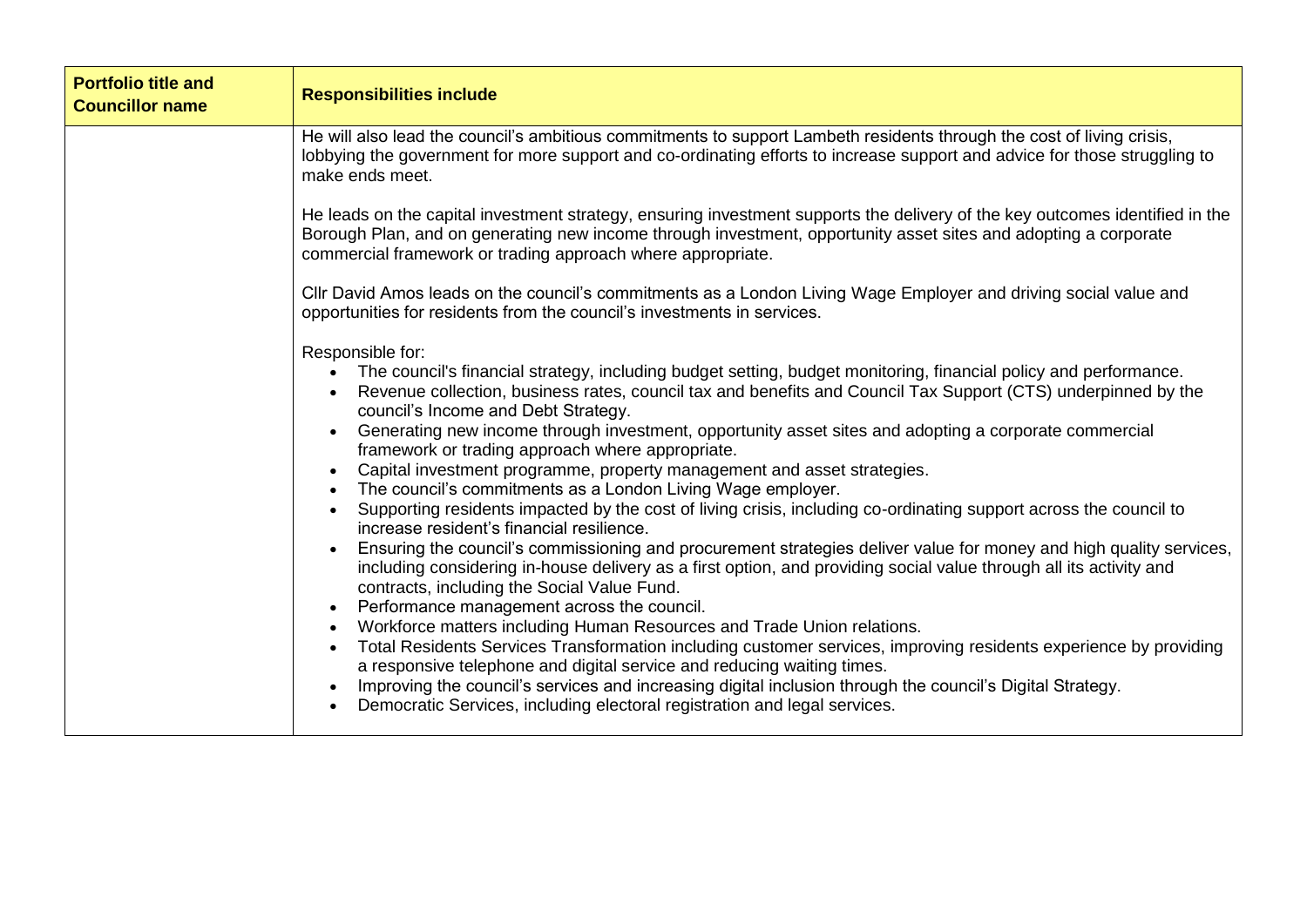| Portfolio title and Councillor name | Responsibilities include |
|---|---|
| | He will also lead the council's ambitious commitments to support Lambeth residents through the cost of living crisis, lobbying the government for more support and co-ordinating efforts to increase support and advice for those struggling to make ends meet.<br><br>He leads on the capital investment strategy, ensuring investment supports the delivery of the key outcomes identified in the Borough Plan, and on generating new income through investment, opportunity asset sites and adopting a corporate commercial framework or trading approach where appropriate.<br><br>Cllr David Amos leads on the council's commitments as a London Living Wage Employer and driving social value and opportunities for residents from the council's investments in services.<br><br>Responsible for:<br>• The council's financial strategy, including budget setting, budget monitoring, financial policy and performance.<br>• Revenue collection, business rates, council tax and benefits and Council Tax Support (CTS) underpinned by the council's Income and Debt Strategy.<br>• Generating new income through investment, opportunity asset sites and adopting a corporate commercial framework or trading approach where appropriate.<br>• Capital investment programme, property management and asset strategies.<br>• The council's commitments as a London Living Wage employer.<br>• Supporting residents impacted by the cost of living crisis, including co-ordinating support across the council to increase resident's financial resilience.<br>• Ensuring the council's commissioning and procurement strategies deliver value for money and high quality services, including considering in-house delivery as a first option, and providing social value through all its activity and contracts, including the Social Value Fund.<br>• Performance management across the council.<br>• Workforce matters including Human Resources and Trade Union relations.<br>• Total Residents Services Transformation including customer services, improving residents experience by providing a responsive telephone and digital service and reducing waiting times.<br>• Improving the council's services and increasing digital inclusion through the council's Digital Strategy.<br>• Democratic Services, including electoral registration and legal services. |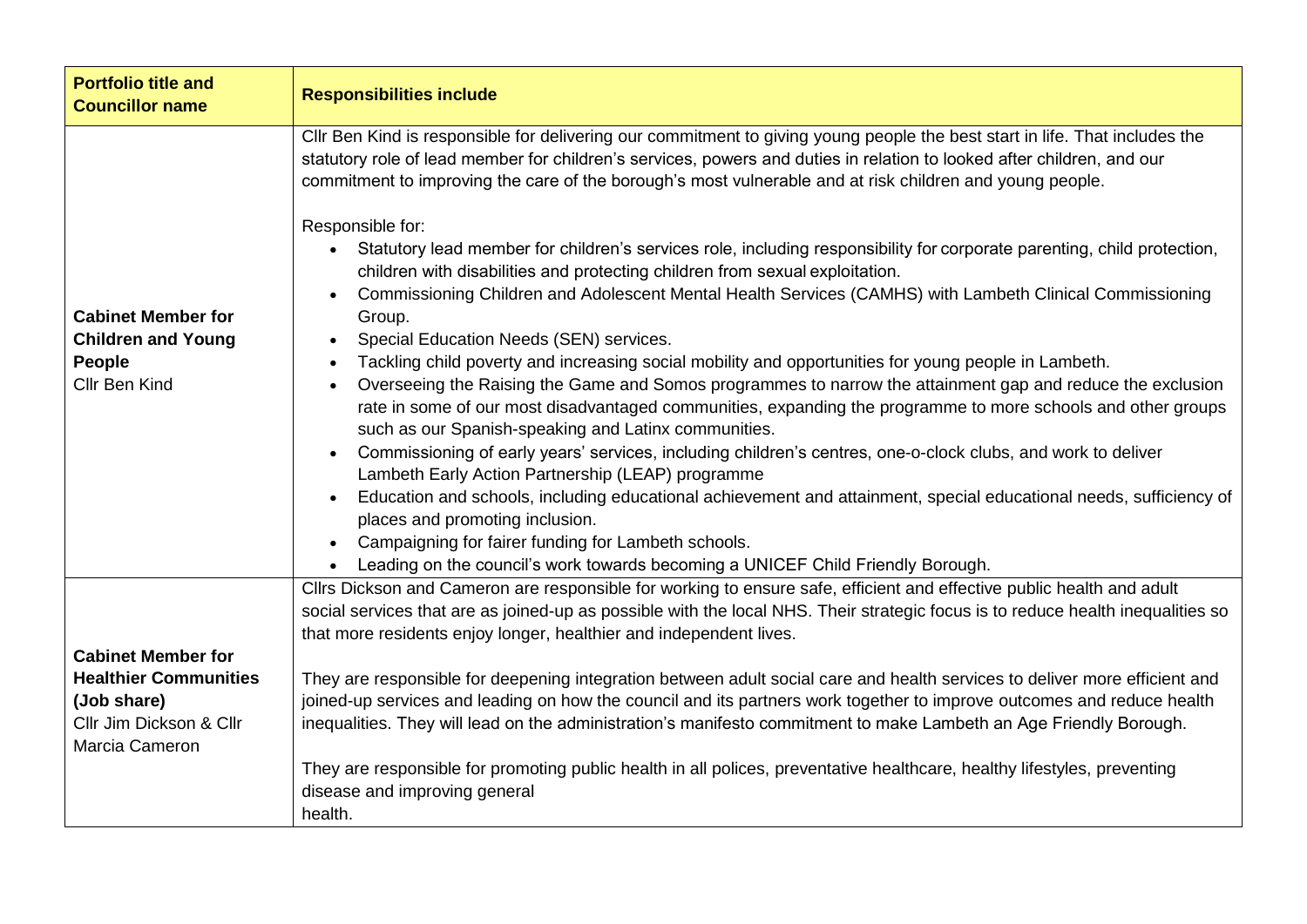| Portfolio title and Councillor name | Responsibilities include |
|---|---|
| **Cabinet Member for Children and Young People**<br>Cllr Ben Kind | Cllr Ben Kind is responsible for delivering our commitment to giving young people the best start in life. That includes the statutory role of lead member for children's services, powers and duties in relation to looked after children, and our commitment to improving the care of the borough's most vulnerable and at risk children and young people.<br><br>Responsible for:<br>• Statutory lead member for children's services role, including responsibility for corporate parenting, child protection, children with disabilities and protecting children from sexual exploitation.<br>• Commissioning Children and Adolescent Mental Health Services (CAMHS) with Lambeth Clinical Commissioning Group.<br>• Special Education Needs (SEN) services.<br>• Tackling child poverty and increasing social mobility and opportunities for young people in Lambeth.<br>• Overseeing the Raising the Game and Somos programmes to narrow the attainment gap and reduce the exclusion rate in some of our most disadvantaged communities, expanding the programme to more schools and other groups such as our Spanish-speaking and Latinx communities.<br>• Commissioning of early years' services, including children's centres, one-o-clock clubs, and work to deliver Lambeth Early Action Partnership (LEAP) programme<br>• Education and schools, including educational achievement and attainment, special educational needs, sufficiency of places and promoting inclusion.<br>• Campaigning for fairer funding for Lambeth schools.<br>• Leading on the council's work towards becoming a UNICEF Child Friendly Borough. |
| **Cabinet Member for Healthier Communities (Job share)**<br>Cllr Jim Dickson & Cllr Marcia Cameron | Cllrs Dickson and Cameron are responsible for working to ensure safe, efficient and effective public health and adult social services that are as joined-up as possible with the local NHS. Their strategic focus is to reduce health inequalities so that more residents enjoy longer, healthier and independent lives.<br><br>They are responsible for deepening integration between adult social care and health services to deliver more efficient and joined-up services and leading on how the council and its partners work together to improve outcomes and reduce health inequalities. They will lead on the administration's manifesto commitment to make Lambeth an Age Friendly Borough.<br><br>They are responsible for promoting public health in all polices, preventative healthcare, healthy lifestyles, preventing disease and improving general health. |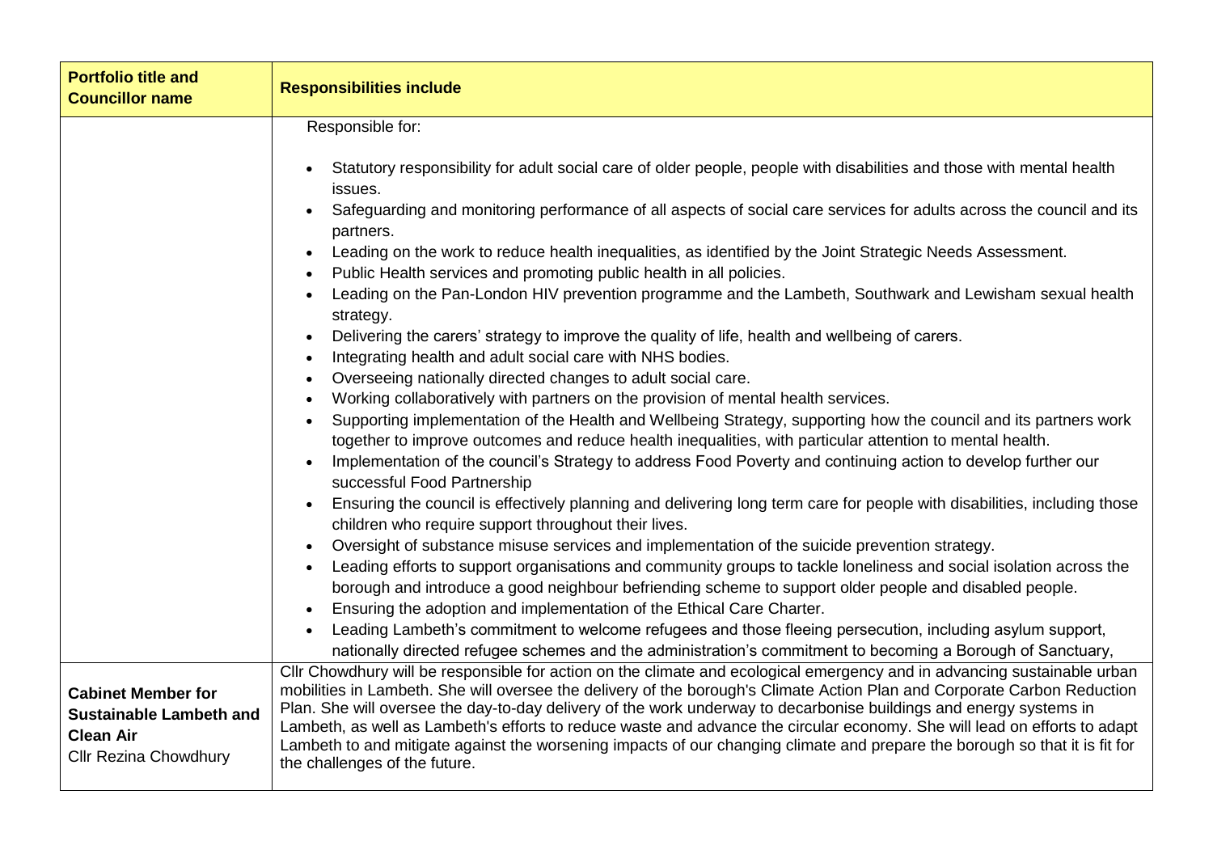| Portfolio title and Councillor name | Responsibilities include |
|---|---|
| | Responsible for:<br><br>• Statutory responsibility for adult social care of older people, people with disabilities and those with mental health issues.<br>• Safeguarding and monitoring performance of all aspects of social care services for adults across the council and its partners.<br>• Leading on the work to reduce health inequalities, as identified by the Joint Strategic Needs Assessment.<br>• Public Health services and promoting public health in all policies.<br>• Leading on the Pan-London HIV prevention programme and the Lambeth, Southwark and Lewisham sexual health strategy.<br>• Delivering the carers' strategy to improve the quality of life, health and wellbeing of carers.<br>• Integrating health and adult social care with NHS bodies.<br>• Overseeing nationally directed changes to adult social care.<br>• Working collaboratively with partners on the provision of mental health services.<br>• Supporting implementation of the Health and Wellbeing Strategy, supporting how the council and its partners work together to improve outcomes and reduce health inequalities, with particular attention to mental health.<br>• Implementation of the council's Strategy to address Food Poverty and continuing action to develop further our successful Food Partnership<br>• Ensuring the council is effectively planning and delivering long term care for people with disabilities, including those children who require support throughout their lives.<br>• Oversight of substance misuse services and implementation of the suicide prevention strategy.<br>• Leading efforts to support organisations and community groups to tackle loneliness and social isolation across the borough and introduce a good neighbour befriending scheme to support older people and disabled people.<br>• Ensuring the adoption and implementation of the Ethical Care Charter.<br>• Leading Lambeth's commitment to welcome refugees and those fleeing persecution, including asylum support, nationally directed refugee schemes and the administration's commitment to becoming a Borough of Sanctuary, |
| **Cabinet Member for Sustainable Lambeth and Clean Air**<br>Cllr Rezina Chowdhury | Cllr Chowdhury will be responsible for action on the climate and ecological emergency and in advancing sustainable urban mobilities in Lambeth. She will oversee the delivery of the borough's Climate Action Plan and Corporate Carbon Reduction Plan. She will oversee the day-to-day delivery of the work underway to decarbonise buildings and energy systems in Lambeth, as well as Lambeth's efforts to reduce waste and advance the circular economy. She will lead on efforts to adapt Lambeth to and mitigate against the worsening impacts of our changing climate and prepare the borough so that it is fit for the challenges of the future. |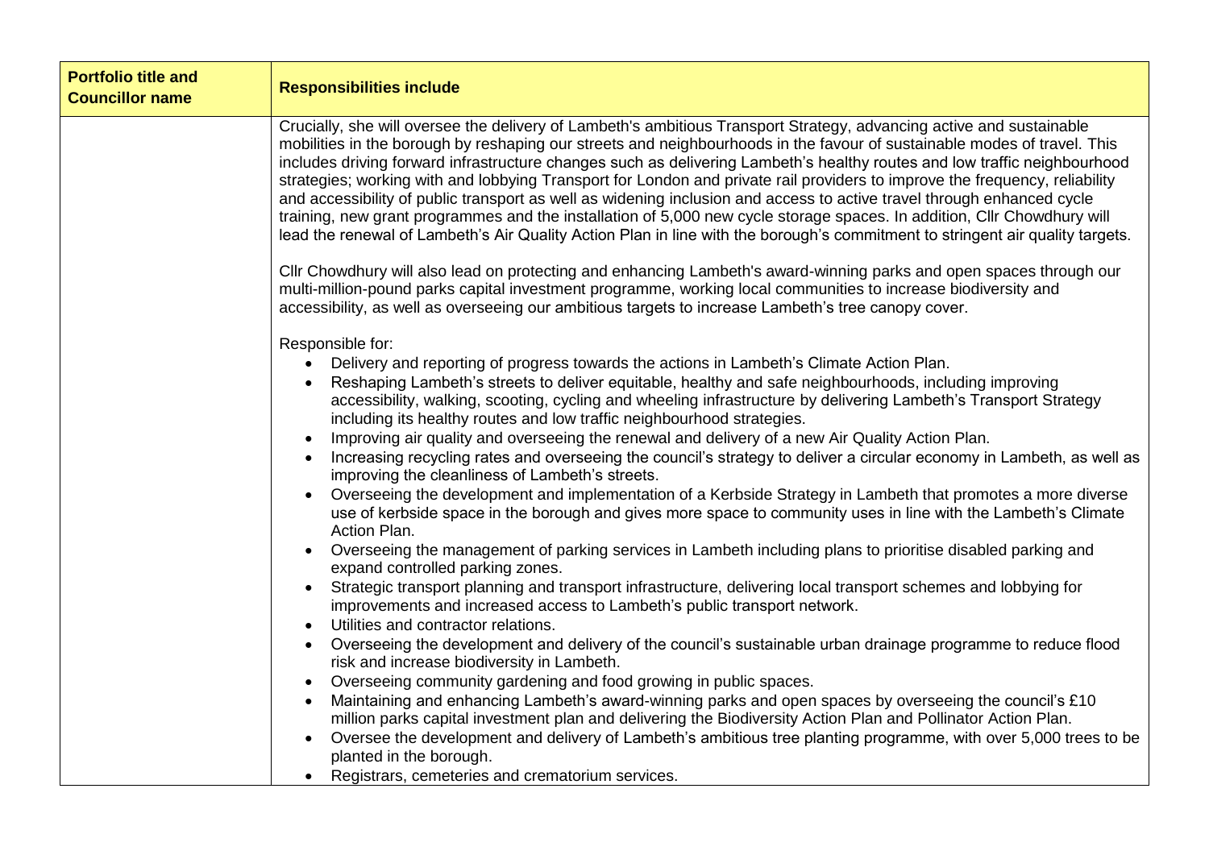| **Portfolio title and Councillor name** | **Responsibilities include** |
| --- | --- |
| | Crucially, she will oversee the delivery of Lambeth's ambitious Transport Strategy, advancing active and sustainable mobilities in the borough by reshaping our streets and neighbourhoods in the favour of sustainable modes of travel. This includes driving forward infrastructure changes such as delivering Lambeth's healthy routes and low traffic neighbourhood strategies; working with and lobbying Transport for London and private rail providers to improve the frequency, reliability and accessibility of public transport as well as widening inclusion and access to active travel through enhanced cycle training, new grant programmes and the installation of 5,000 new cycle storage spaces. In addition, Cllr Chowdhury will lead the renewal of Lambeth's Air Quality Action Plan in line with the borough's commitment to stringent air quality targets.<br><br>Cllr Chowdhury will also lead on protecting and enhancing Lambeth's award-winning parks and open spaces through our multi-million-pound parks capital investment programme, working local communities to increase biodiversity and accessibility, as well as overseeing our ambitious targets to increase Lambeth's tree canopy cover.<br><br>Responsible for:<br>• Delivery and reporting of progress towards the actions in Lambeth's Climate Action Plan.<br>• Reshaping Lambeth's streets to deliver equitable, healthy and safe neighbourhoods, including improving accessibility, walking, scooting, cycling and wheeling infrastructure by delivering Lambeth's Transport Strategy including its healthy routes and low traffic neighbourhood strategies.<br>• Improving air quality and overseeing the renewal and delivery of a new Air Quality Action Plan.<br>• Increasing recycling rates and overseeing the council's strategy to deliver a circular economy in Lambeth, as well as improving the cleanliness of Lambeth's streets.<br>• Overseeing the development and implementation of a Kerbside Strategy in Lambeth that promotes a more diverse use of kerbside space in the borough and gives more space to community uses in line with the Lambeth's Climate Action Plan.<br>• Overseeing the management of parking services in Lambeth including plans to prioritise disabled parking and expand controlled parking zones.<br>• Strategic transport planning and transport infrastructure, delivering local transport schemes and lobbying for improvements and increased access to Lambeth's public transport network.<br>• Utilities and contractor relations.<br>• Overseeing the development and delivery of the council's sustainable urban drainage programme to reduce flood risk and increase biodiversity in Lambeth.<br>• Overseeing community gardening and food growing in public spaces.<br>• Maintaining and enhancing Lambeth's award-winning parks and open spaces by overseeing the council's £10 million parks capital investment plan and delivering the Biodiversity Action Plan and Pollinator Action Plan.<br>• Oversee the development and delivery of Lambeth's ambitious tree planting programme, with over 5,000 trees to be planted in the borough.<br>• Registrars, cemeteries and crematorium services. |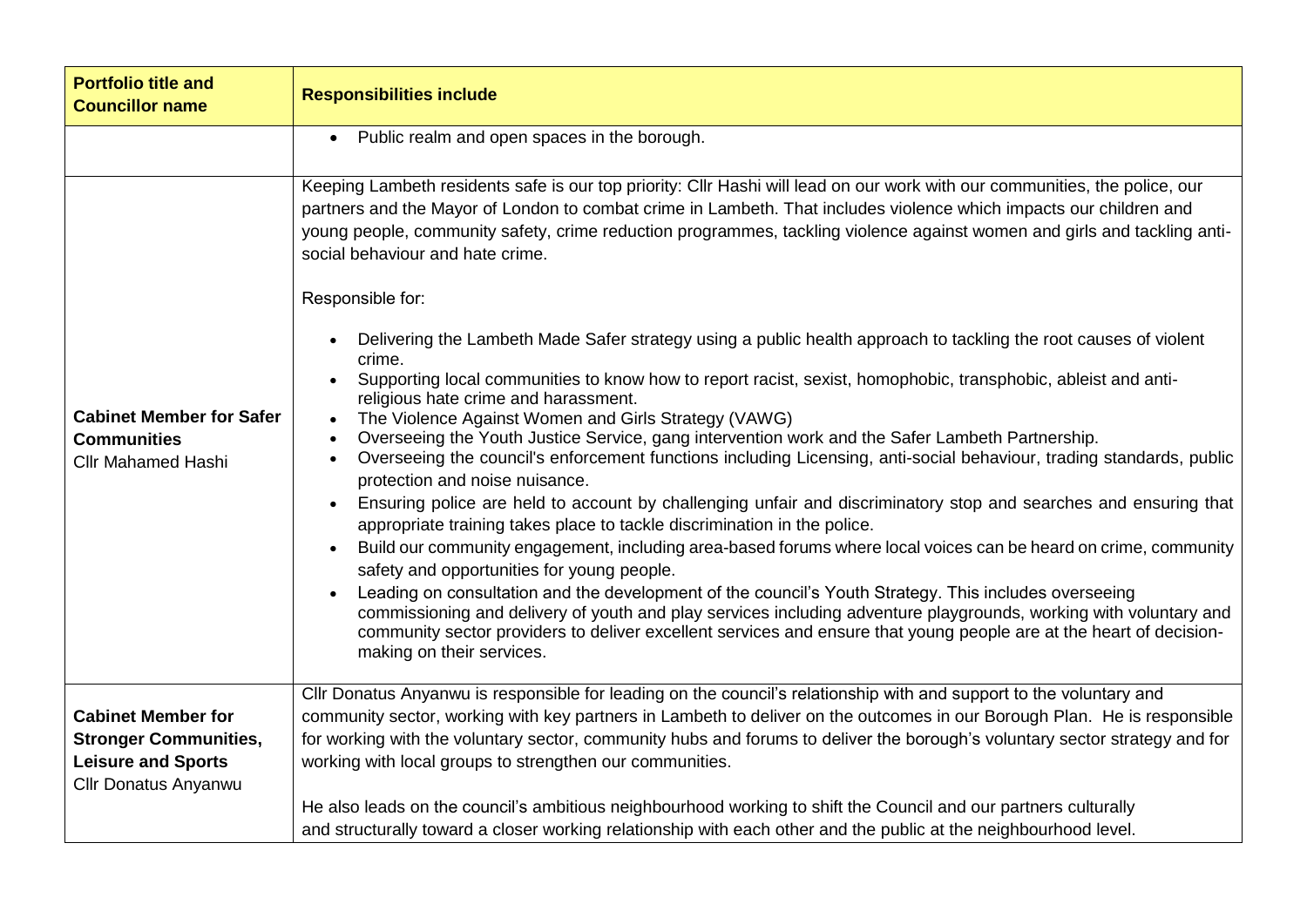| Portfolio title and Councillor name | Responsibilities include |
|---|---|
| | • Public realm and open spaces in the borough. |
| **Cabinet Member for Safer Communities**<br>Cllr Mahamed Hashi | Keeping Lambeth residents safe is our top priority: Cllr Hashi will lead on our work with our communities, the police, our partners and the Mayor of London to combat crime in Lambeth. That includes violence which impacts our children and young people, community safety, crime reduction programmes, tackling violence against women and girls and tackling anti-social behaviour and hate crime.<br><br>Responsible for:<br><br>• Delivering the Lambeth Made Safer strategy using a public health approach to tackling the root causes of violent crime.<br>• Supporting local communities to know how to report racist, sexist, homophobic, transphobic, ableist and anti-religious hate crime and harassment.<br>• The Violence Against Women and Girls Strategy (VAWG)<br>• Overseeing the Youth Justice Service, gang intervention work and the Safer Lambeth Partnership.<br>• Overseeing the council's enforcement functions including Licensing, anti-social behaviour, trading standards, public protection and noise nuisance.<br>• Ensuring police are held to account by challenging unfair and discriminatory stop and searches and ensuring that appropriate training takes place to tackle discrimination in the police.<br>• Build our community engagement, including area-based forums where local voices can be heard on crime, community safety and opportunities for young people.<br>• Leading on consultation and the development of the council's Youth Strategy. This includes overseeing commissioning and delivery of youth and play services including adventure playgrounds, working with voluntary and community sector providers to deliver excellent services and ensure that young people are at the heart of decision-making on their services. |
| **Cabinet Member for Stronger Communities, Leisure and Sports**<br>Cllr Donatus Anyanwu | Cllr Donatus Anyanwu is responsible for leading on the council's relationship with and support to the voluntary and community sector, working with key partners in Lambeth to deliver on the outcomes in our Borough Plan. He is responsible for working with the voluntary sector, community hubs and forums to deliver the borough's voluntary sector strategy and for working with local groups to strengthen our communities.<br><br>He also leads on the council's ambitious neighbourhood working to shift the Council and our partners culturally and structurally toward a closer working relationship with each other and the public at the neighbourhood level. |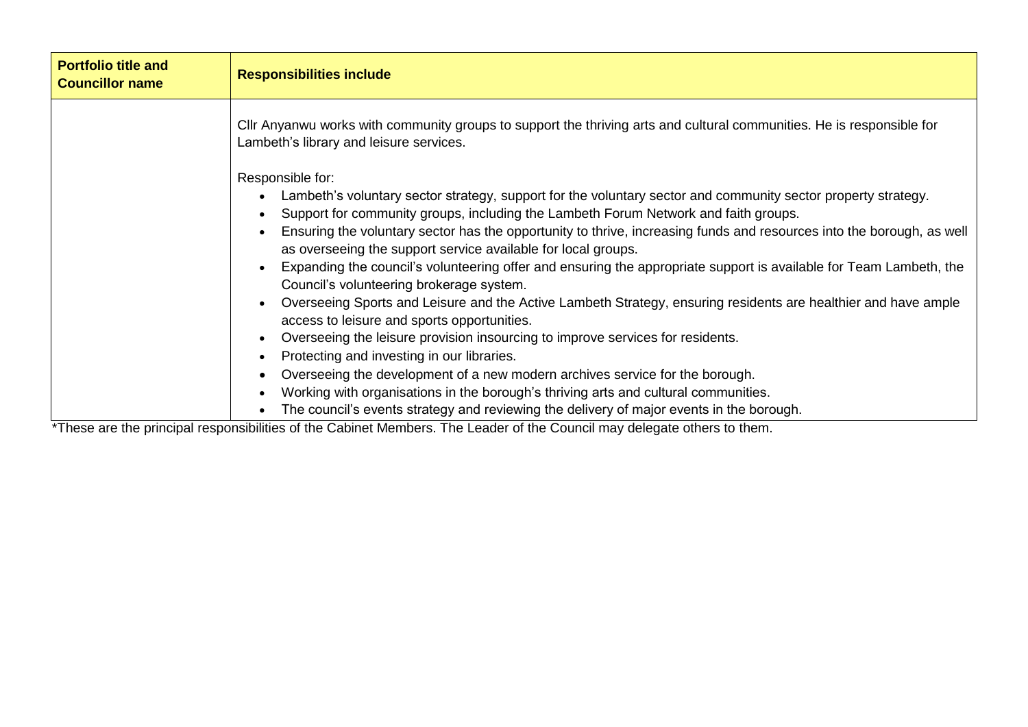| Portfolio title and Councillor name | Responsibilities include |
|---|---|
| | Cllr Anyanwu works with community groups to support the thriving arts and cultural communities. He is responsible for Lambeth's library and leisure services.<br><br>Responsible for:<br>• Lambeth's voluntary sector strategy, support for the voluntary sector and community sector property strategy.<br>• Support for community groups, including the Lambeth Forum Network and faith groups.<br>• Ensuring the voluntary sector has the opportunity to thrive, increasing funds and resources into the borough, as well as overseeing the support service available for local groups.<br>• Expanding the council's volunteering offer and ensuring the appropriate support is available for Team Lambeth, the Council's volunteering brokerage system.<br>• Overseeing Sports and Leisure and the Active Lambeth Strategy, ensuring residents are healthier and have ample access to leisure and sports opportunities.<br>• Overseeing the leisure provision insourcing to improve services for residents.<br>• Protecting and investing in our libraries.<br>• Overseeing the development of a new modern archives service for the borough.<br>• Working with organisations in the borough's thriving arts and cultural communities.<br>• The council's events strategy and reviewing the delivery of major events in the borough. |

*These are the principal responsibilities of the Cabinet Members. The Leader of the Council may delegate others to them.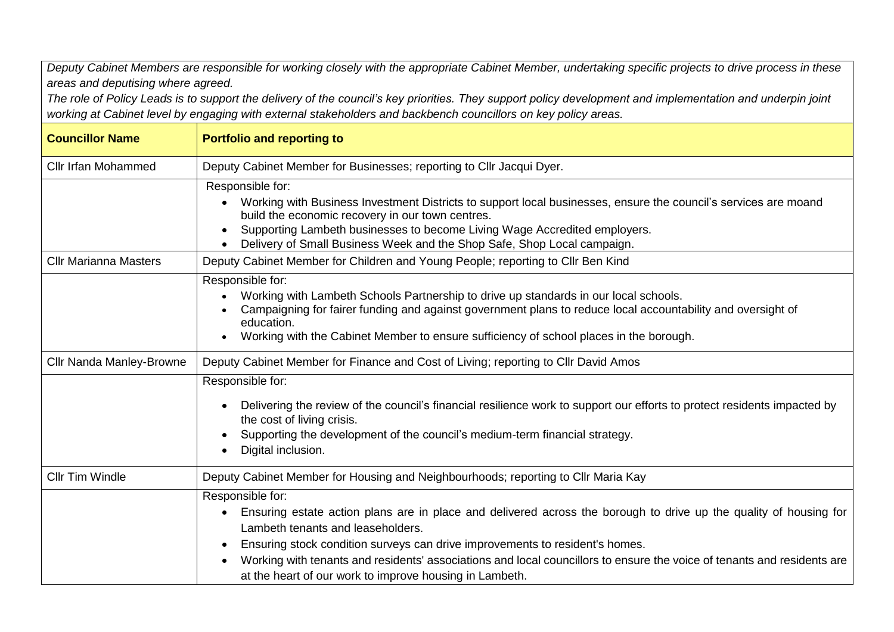*Deputy Cabinet Members are responsible for working closely with the appropriate Cabinet Member, undertaking specific projects to drive process in these areas and deputising where agreed.*
*The role of Policy Leads is to support the delivery of the council's key priorities. They support policy development and implementation and underpin joint working at Cabinet level by engaging with external stakeholders and backbench councillors on key policy areas.*

| **Councillor Name** | **Portfolio and reporting to** |
|---|---|
| Cllr Irfan Mohammed | Deputy Cabinet Member for Businesses; reporting to Cllr Jacqui Dyer. |
| | Responsible for:<br>• Working with Business Investment Districts to support local businesses, ensure the council's services are moand build the economic recovery in our town centres.<br>• Supporting Lambeth businesses to become Living Wage Accredited employers.<br>• Delivery of Small Business Week and the Shop Safe, Shop Local campaign. |
| Cllr Marianna Masters | Deputy Cabinet Member for Children and Young People; reporting to Cllr Ben Kind |
| | Responsible for:<br>• Working with Lambeth Schools Partnership to drive up standards in our local schools.<br>• Campaigning for fairer funding and against government plans to reduce local accountability and oversight of education.<br>• Working with the Cabinet Member to ensure sufficiency of school places in the borough. |
| Cllr Nanda Manley-Browne | Deputy Cabinet Member for Finance and Cost of Living; reporting to Cllr David Amos |
| | Responsible for:<br>• Delivering the review of the council's financial resilience work to support our efforts to protect residents impacted by the cost of living crisis.<br>• Supporting the development of the council's medium-term financial strategy.<br>• Digital inclusion. |
| Cllr Tim Windle | Deputy Cabinet Member for Housing and Neighbourhoods; reporting to Cllr Maria Kay |
| | Responsible for:<br>• Ensuring estate action plans are in place and delivered across the borough to drive up the quality of housing for Lambeth tenants and leaseholders.<br>• Ensuring stock condition surveys can drive improvements to resident's homes.<br>• Working with tenants and residents' associations and local councillors to ensure the voice of tenants and residents are at the heart of our work to improve housing in Lambeth. |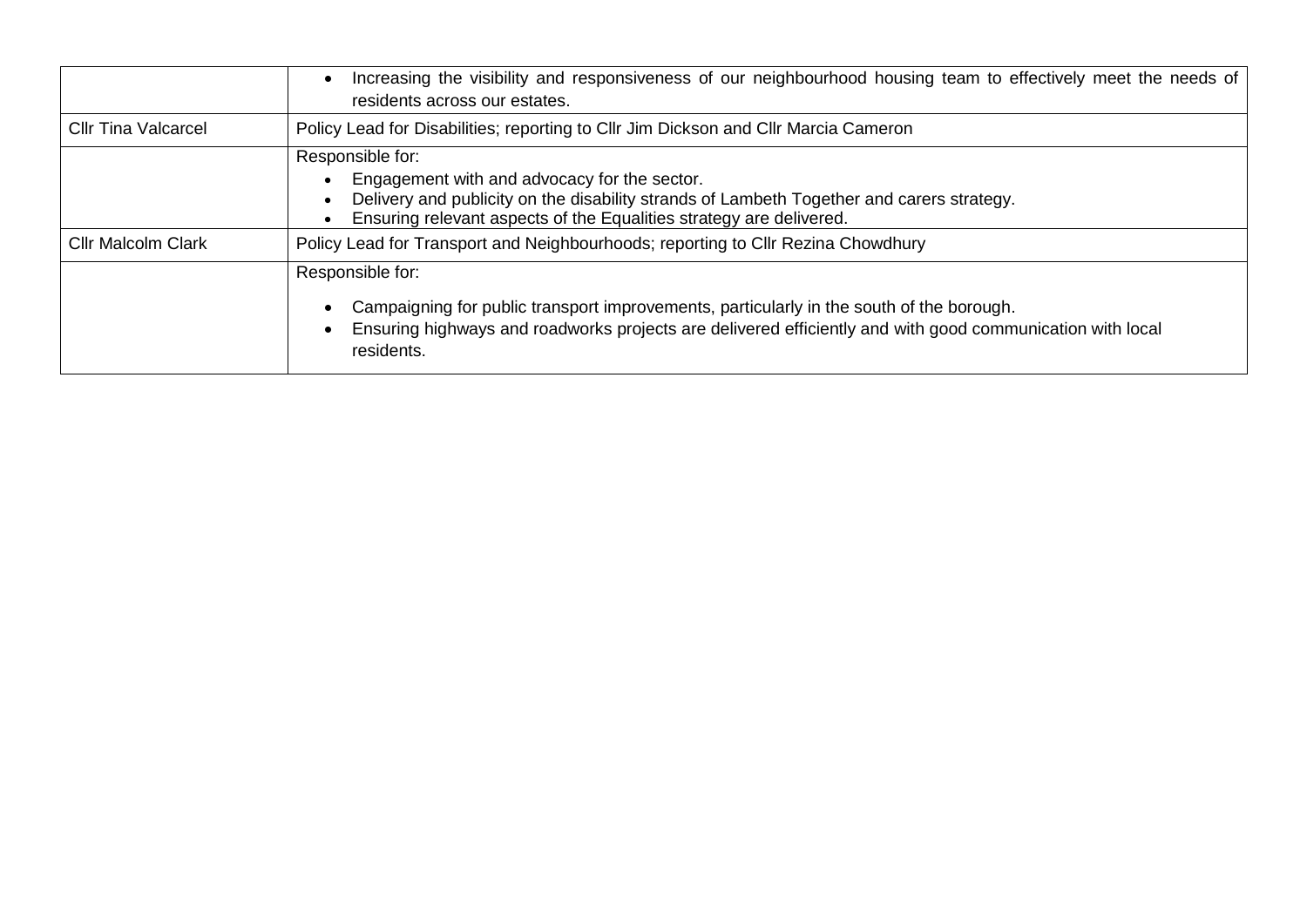| | |
|---|---|
| | • Increasing the visibility and responsiveness of our neighbourhood housing team to effectively meet the needs of residents across our estates. |
| Cllr Tina Valcarcel | Policy Lead for Disabilities; reporting to Cllr Jim Dickson and Cllr Marcia Cameron |
| | Responsible for:<br>• Engagement with and advocacy for the sector.<br>• Delivery and publicity on the disability strands of Lambeth Together and carers strategy.<br>• Ensuring relevant aspects of the Equalities strategy are delivered. |
| Cllr Malcolm Clark | Policy Lead for Transport and Neighbourhoods; reporting to Cllr Rezina Chowdhury |
| | Responsible for:<br>• Campaigning for public transport improvements, particularly in the south of the borough.<br>• Ensuring highways and roadworks projects are delivered efficiently and with good communication with local residents. |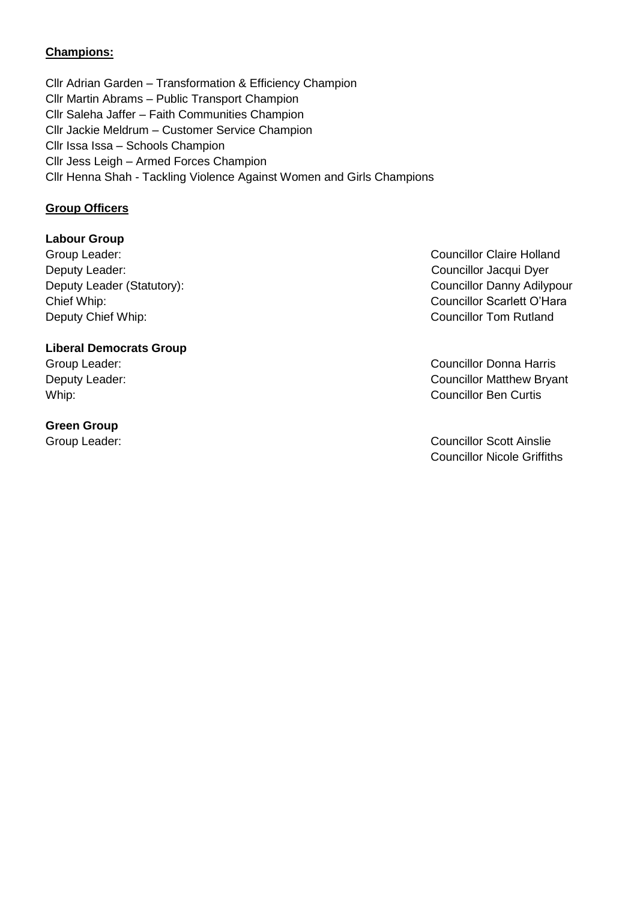**Champions:**

Cllr Adrian Garden – Transformation & Efficiency Champion
Cllr Martin Abrams – Public Transport Champion
Cllr Saleha Jaffer – Faith Communities Champion
Cllr Jackie Meldrum – Customer Service Champion
Cllr Issa Issa – Schools Champion
Cllr Jess Leigh – Armed Forces Champion
Cllr Henna Shah - Tackling Violence Against Women and Girls Champions

**Group Officers**

**Labour Group**

| | |
|---|---|
| Group Leader: | Councillor Claire Holland |
| Deputy Leader: | Councillor Jacqui Dyer |
| Deputy Leader (Statutory): | Councillor Danny Adilypour |
| Chief Whip: | Councillor Scarlett O'Hara |
| Deputy Chief Whip: | Councillor Tom Rutland |

**Liberal Democrats Group**

| | |
|---|---|
| Group Leader: | Councillor Donna Harris |
| Deputy Leader: | Councillor Matthew Bryant |
| Whip: | Councillor Ben Curtis |

**Green Group**

| | |
|---|---|
| Group Leader: | Councillor Scott Ainslie<br>Councillor Nicole Griffiths |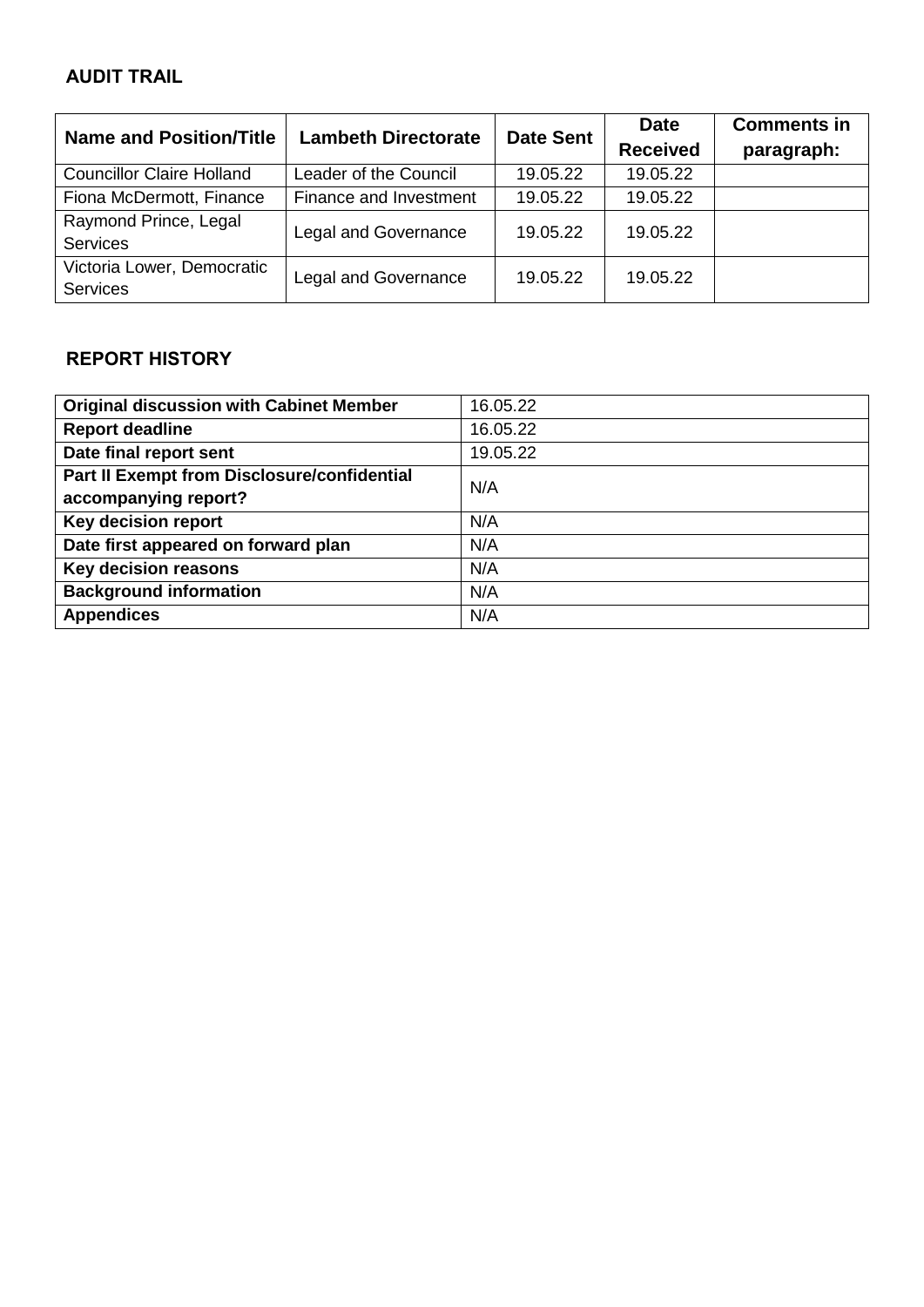## AUDIT TRAIL

| Name and Position/Title | Lambeth Directorate | Date Sent | Date Received | Comments in paragraph: |
|---|---|---|---|---|
| Councillor Claire Holland | Leader of the Council | 19.05.22 | 19.05.22 | |
| Fiona McDermott, Finance | Finance and Investment | 19.05.22 | 19.05.22 | |
| Raymond Prince, Legal Services | Legal and Governance | 19.05.22 | 19.05.22 | |
| Victoria Lower, Democratic Services | Legal and Governance | 19.05.22 | 19.05.22 | |

## REPORT HISTORY

| | |
|---|---|
| **Original discussion with Cabinet Member** | 16.05.22 |
| **Report deadline** | 16.05.22 |
| **Date final report sent** | 19.05.22 |
| **Part II Exempt from Disclosure/confidential accompanying report?** | N/A |
| **Key decision report** | N/A |
| **Date first appeared on forward plan** | N/A |
| **Key decision reasons** | N/A |
| **Background information** | N/A |
| **Appendices** | N/A |